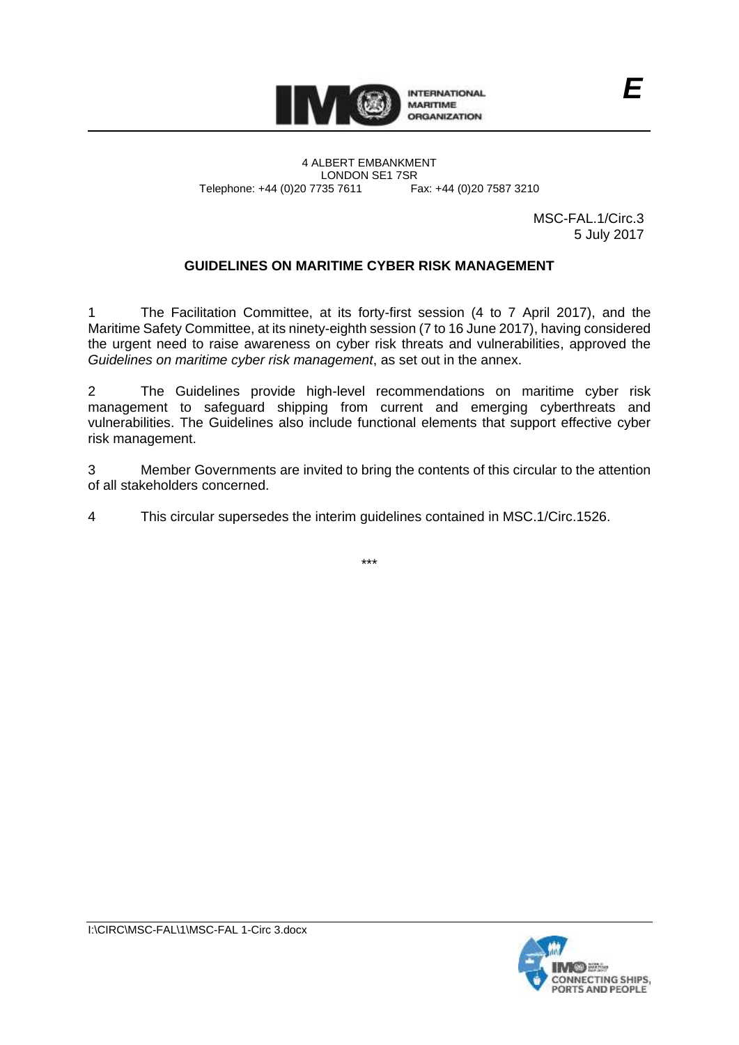INTERNATIONAL MARITIME ORGANIZATION

E

4 ALBERT EMBANKMENT
LONDON SE1 7SR
Telephone: +44 (0)20 7735 7611 Fax: +44 (0)20 7587 3210

MSC-FAL.1/Circ.3
5 July 2017

## GUIDELINES ON MARITIME CYBER RISK MANAGEMENT

1 The Facilitation Committee, at its forty-first session (4 to 7 April 2017), and the Maritime Safety Committee, at its ninety-eighth session (7 to 16 June 2017), having considered the urgent need to raise awareness on cyber risk threats and vulnerabilities, approved the *Guidelines on maritime cyber risk management*, as set out in the annex.

2 The Guidelines provide high-level recommendations on maritime cyber risk management to safeguard shipping from current and emerging cyberthreats and vulnerabilities. The Guidelines also include functional elements that support effective cyber risk management.

3 Member Governments are invited to bring the contents of this circular to the attention of all stakeholders concerned.

4 This circular supersedes the interim guidelines contained in MSC.1/Circ.1526.

\*\*\*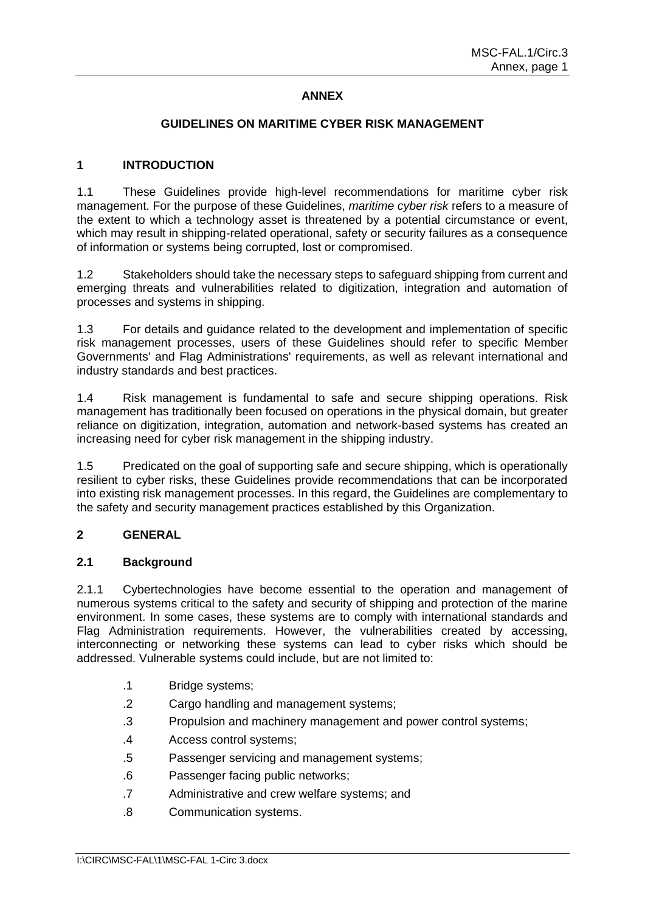**ANNEX**

# GUIDELINES ON MARITIME CYBER RISK MANAGEMENT

## 1 INTRODUCTION

1.1 These Guidelines provide high-level recommendations for maritime cyber risk management. For the purpose of these Guidelines, *maritime cyber risk* refers to a measure of the extent to which a technology asset is threatened by a potential circumstance or event, which may result in shipping-related operational, safety or security failures as a consequence of information or systems being corrupted, lost or compromised.

1.2 Stakeholders should take the necessary steps to safeguard shipping from current and emerging threats and vulnerabilities related to digitization, integration and automation of processes and systems in shipping.

1.3 For details and guidance related to the development and implementation of specific risk management processes, users of these Guidelines should refer to specific Member Governments' and Flag Administrations' requirements, as well as relevant international and industry standards and best practices.

1.4 Risk management is fundamental to safe and secure shipping operations. Risk management has traditionally been focused on operations in the physical domain, but greater reliance on digitization, integration, automation and network-based systems has created an increasing need for cyber risk management in the shipping industry.

1.5 Predicated on the goal of supporting safe and secure shipping, which is operationally resilient to cyber risks, these Guidelines provide recommendations that can be incorporated into existing risk management processes. In this regard, the Guidelines are complementary to the safety and security management practices established by this Organization.

## 2 GENERAL

### 2.1 Background

2.1.1 Cybertechnologies have become essential to the operation and management of numerous systems critical to the safety and security of shipping and protection of the marine environment. In some cases, these systems are to comply with international standards and Flag Administration requirements. However, the vulnerabilities created by accessing, interconnecting or networking these systems can lead to cyber risks which should be addressed. Vulnerable systems could include, but are not limited to:

- .1 Bridge systems;
- .2 Cargo handling and management systems;
- .3 Propulsion and machinery management and power control systems;
- .4 Access control systems;
- .5 Passenger servicing and management systems;
- .6 Passenger facing public networks;
- .7 Administrative and crew welfare systems; and
- .8 Communication systems.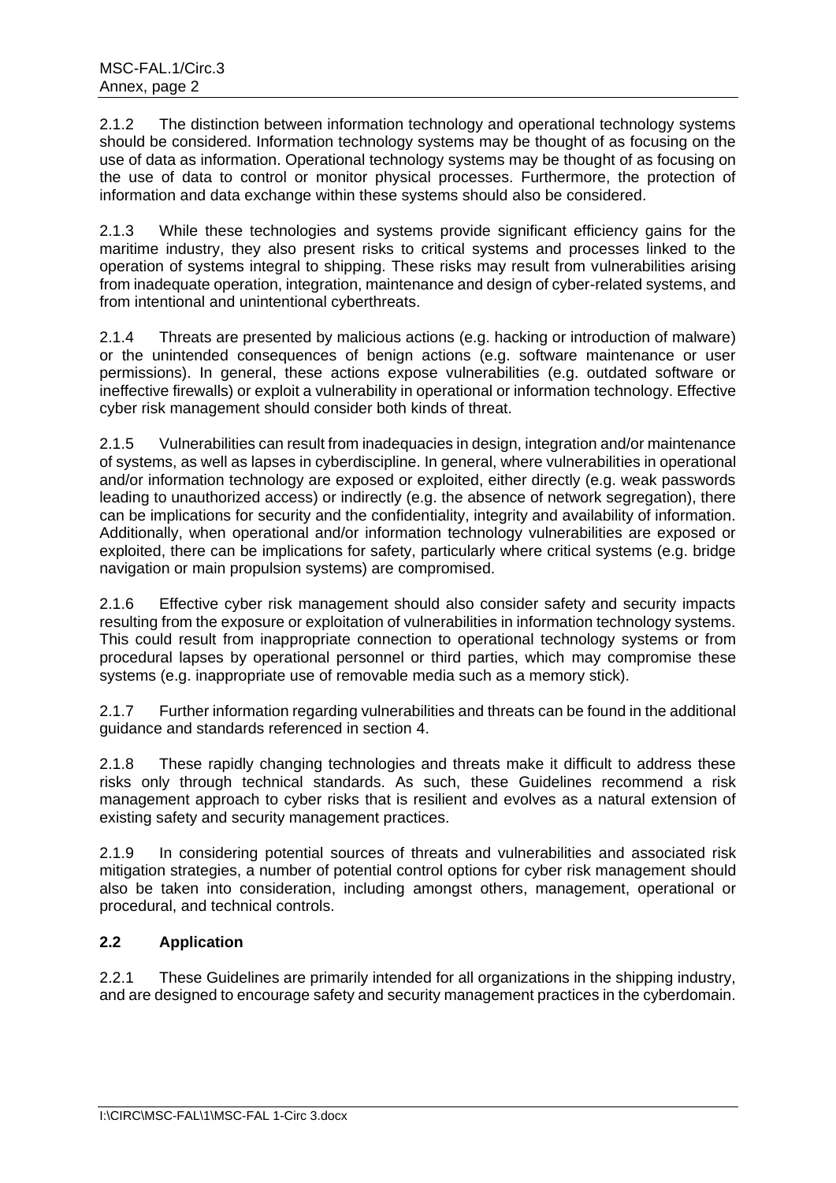2.1.2 The distinction between information technology and operational technology systems should be considered. Information technology systems may be thought of as focusing on the use of data as information. Operational technology systems may be thought of as focusing on the use of data to control or monitor physical processes. Furthermore, the protection of information and data exchange within these systems should also be considered.

2.1.3 While these technologies and systems provide significant efficiency gains for the maritime industry, they also present risks to critical systems and processes linked to the operation of systems integral to shipping. These risks may result from vulnerabilities arising from inadequate operation, integration, maintenance and design of cyber-related systems, and from intentional and unintentional cyberthreats.

2.1.4 Threats are presented by malicious actions (e.g. hacking or introduction of malware) or the unintended consequences of benign actions (e.g. software maintenance or user permissions). In general, these actions expose vulnerabilities (e.g. outdated software or ineffective firewalls) or exploit a vulnerability in operational or information technology. Effective cyber risk management should consider both kinds of threat.

2.1.5 Vulnerabilities can result from inadequacies in design, integration and/or maintenance of systems, as well as lapses in cyberdiscipline. In general, where vulnerabilities in operational and/or information technology are exposed or exploited, either directly (e.g. weak passwords leading to unauthorized access) or indirectly (e.g. the absence of network segregation), there can be implications for security and the confidentiality, integrity and availability of information. Additionally, when operational and/or information technology vulnerabilities are exposed or exploited, there can be implications for safety, particularly where critical systems (e.g. bridge navigation or main propulsion systems) are compromised.

2.1.6 Effective cyber risk management should also consider safety and security impacts resulting from the exposure or exploitation of vulnerabilities in information technology systems. This could result from inappropriate connection to operational technology systems or from procedural lapses by operational personnel or third parties, which may compromise these systems (e.g. inappropriate use of removable media such as a memory stick).

2.1.7 Further information regarding vulnerabilities and threats can be found in the additional guidance and standards referenced in section 4.

2.1.8 These rapidly changing technologies and threats make it difficult to address these risks only through technical standards. As such, these Guidelines recommend a risk management approach to cyber risks that is resilient and evolves as a natural extension of existing safety and security management practices.

2.1.9 In considering potential sources of threats and vulnerabilities and associated risk mitigation strategies, a number of potential control options for cyber risk management should also be taken into consideration, including amongst others, management, operational or procedural, and technical controls.

## 2.2 Application

2.2.1 These Guidelines are primarily intended for all organizations in the shipping industry, and are designed to encourage safety and security management practices in the cyberdomain.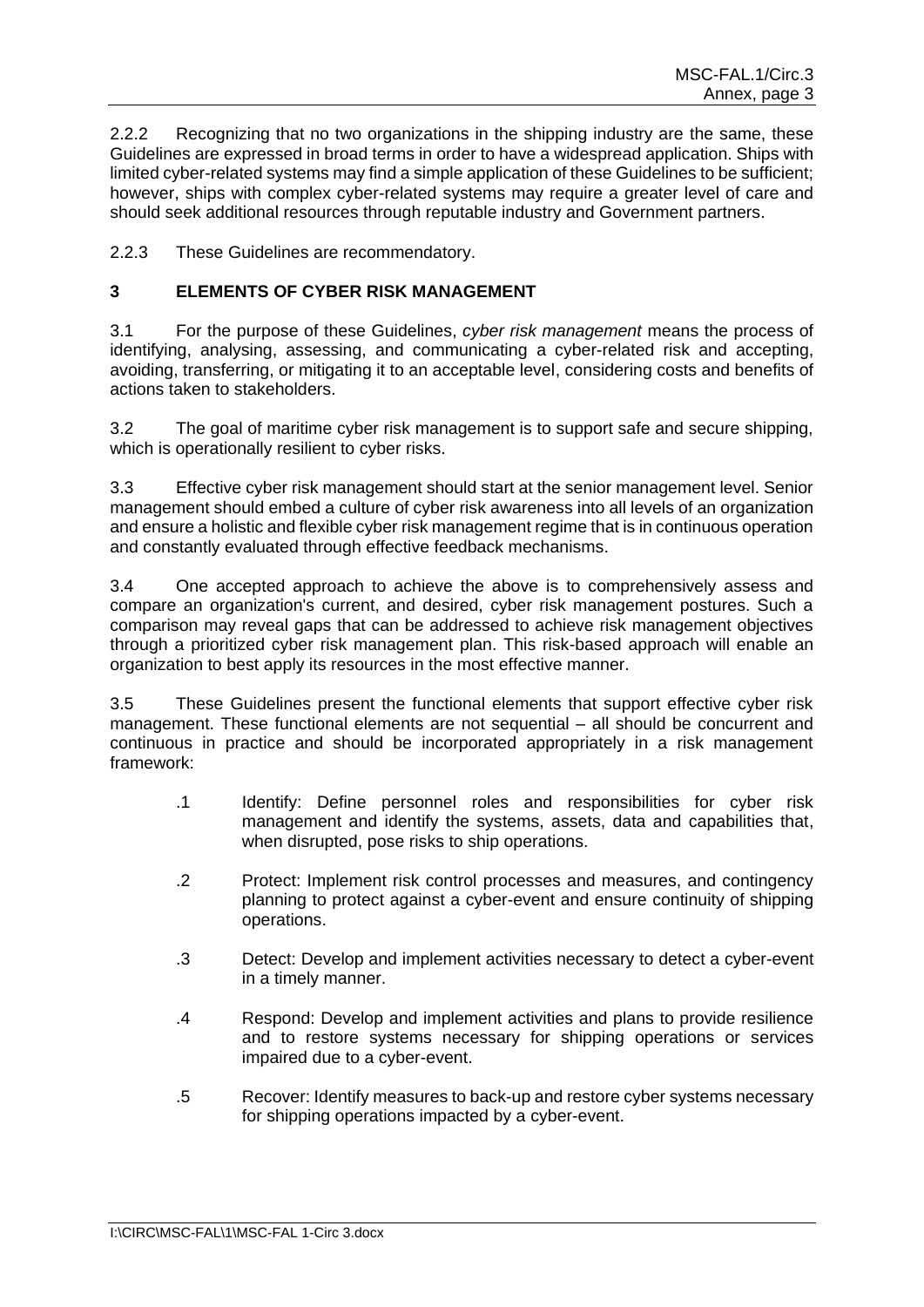2.2.2 Recognizing that no two organizations in the shipping industry are the same, these Guidelines are expressed in broad terms in order to have a widespread application. Ships with limited cyber-related systems may find a simple application of these Guidelines to be sufficient; however, ships with complex cyber-related systems may require a greater level of care and should seek additional resources through reputable industry and Government partners.

2.2.3 These Guidelines are recommendatory.

## 3 ELEMENTS OF CYBER RISK MANAGEMENT

3.1 For the purpose of these Guidelines, *cyber risk management* means the process of identifying, analysing, assessing, and communicating a cyber-related risk and accepting, avoiding, transferring, or mitigating it to an acceptable level, considering costs and benefits of actions taken to stakeholders.

3.2 The goal of maritime cyber risk management is to support safe and secure shipping, which is operationally resilient to cyber risks.

3.3 Effective cyber risk management should start at the senior management level. Senior management should embed a culture of cyber risk awareness into all levels of an organization and ensure a holistic and flexible cyber risk management regime that is in continuous operation and constantly evaluated through effective feedback mechanisms.

3.4 One accepted approach to achieve the above is to comprehensively assess and compare an organization's current, and desired, cyber risk management postures. Such a comparison may reveal gaps that can be addressed to achieve risk management objectives through a prioritized cyber risk management plan. This risk-based approach will enable an organization to best apply its resources in the most effective manner.

3.5 These Guidelines present the functional elements that support effective cyber risk management. These functional elements are not sequential – all should be concurrent and continuous in practice and should be incorporated appropriately in a risk management framework:

.1 Identify: Define personnel roles and responsibilities for cyber risk management and identify the systems, assets, data and capabilities that, when disrupted, pose risks to ship operations.

.2 Protect: Implement risk control processes and measures, and contingency planning to protect against a cyber-event and ensure continuity of shipping operations.

.3 Detect: Develop and implement activities necessary to detect a cyber-event in a timely manner.

.4 Respond: Develop and implement activities and plans to provide resilience and to restore systems necessary for shipping operations or services impaired due to a cyber-event.

.5 Recover: Identify measures to back-up and restore cyber systems necessary for shipping operations impacted by a cyber-event.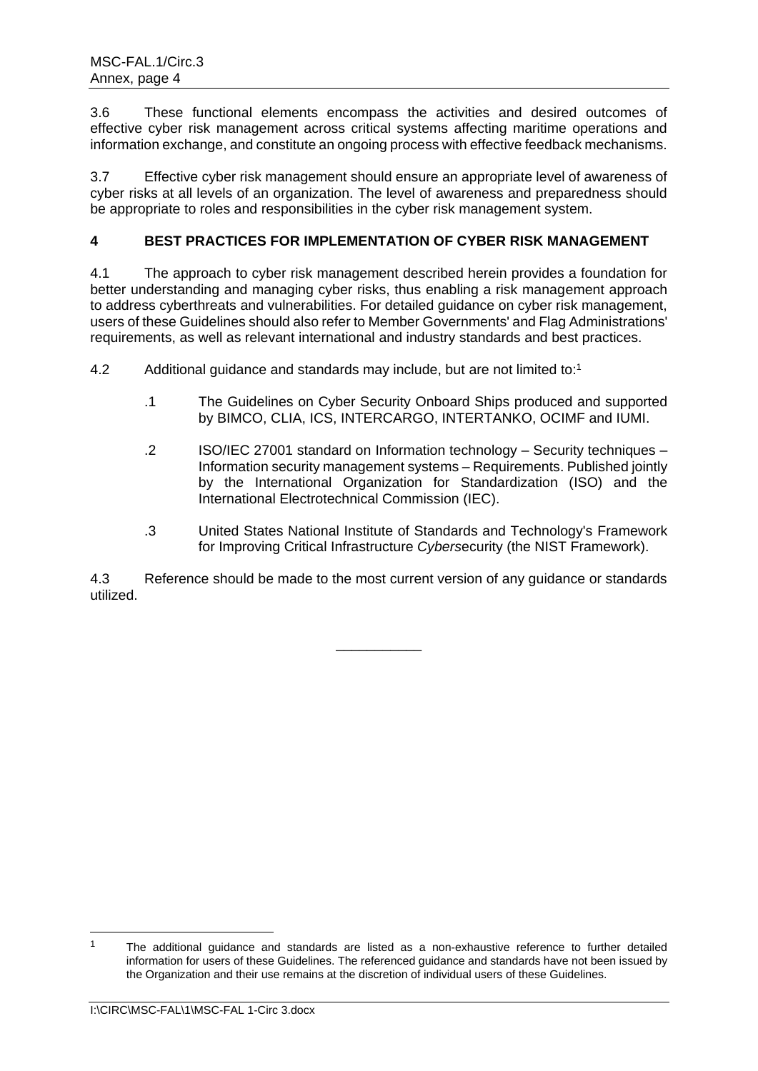3.6 These functional elements encompass the activities and desired outcomes of effective cyber risk management across critical systems affecting maritime operations and information exchange, and constitute an ongoing process with effective feedback mechanisms.

3.7 Effective cyber risk management should ensure an appropriate level of awareness of cyber risks at all levels of an organization. The level of awareness and preparedness should be appropriate to roles and responsibilities in the cyber risk management system.

## 4 BEST PRACTICES FOR IMPLEMENTATION OF CYBER RISK MANAGEMENT

4.1 The approach to cyber risk management described herein provides a foundation for better understanding and managing cyber risks, thus enabling a risk management approach to address cyberthreats and vulnerabilities. For detailed guidance on cyber risk management, users of these Guidelines should also refer to Member Governments' and Flag Administrations' requirements, as well as relevant international and industry standards and best practices.

4.2 Additional guidance and standards may include, but are not limited to:[1]

.1 The Guidelines on Cyber Security Onboard Ships produced and supported by BIMCO, CLIA, ICS, INTERCARGO, INTERTANKO, OCIMF and IUMI.

.2 ISO/IEC 27001 standard on Information technology – Security techniques – Information security management systems – Requirements. Published jointly by the International Organization for Standardization (ISO) and the International Electrotechnical Commission (IEC).

.3 United States National Institute of Standards and Technology's Framework for Improving Critical Infrastructure *Cyber*security (the NIST Framework).

4.3 Reference should be made to the most current version of any guidance or standards utilized.

___________

[1] The additional guidance and standards are listed as a non-exhaustive reference to further detailed information for users of these Guidelines. The referenced guidance and standards have not been issued by the Organization and their use remains at the discretion of individual users of these Guidelines.